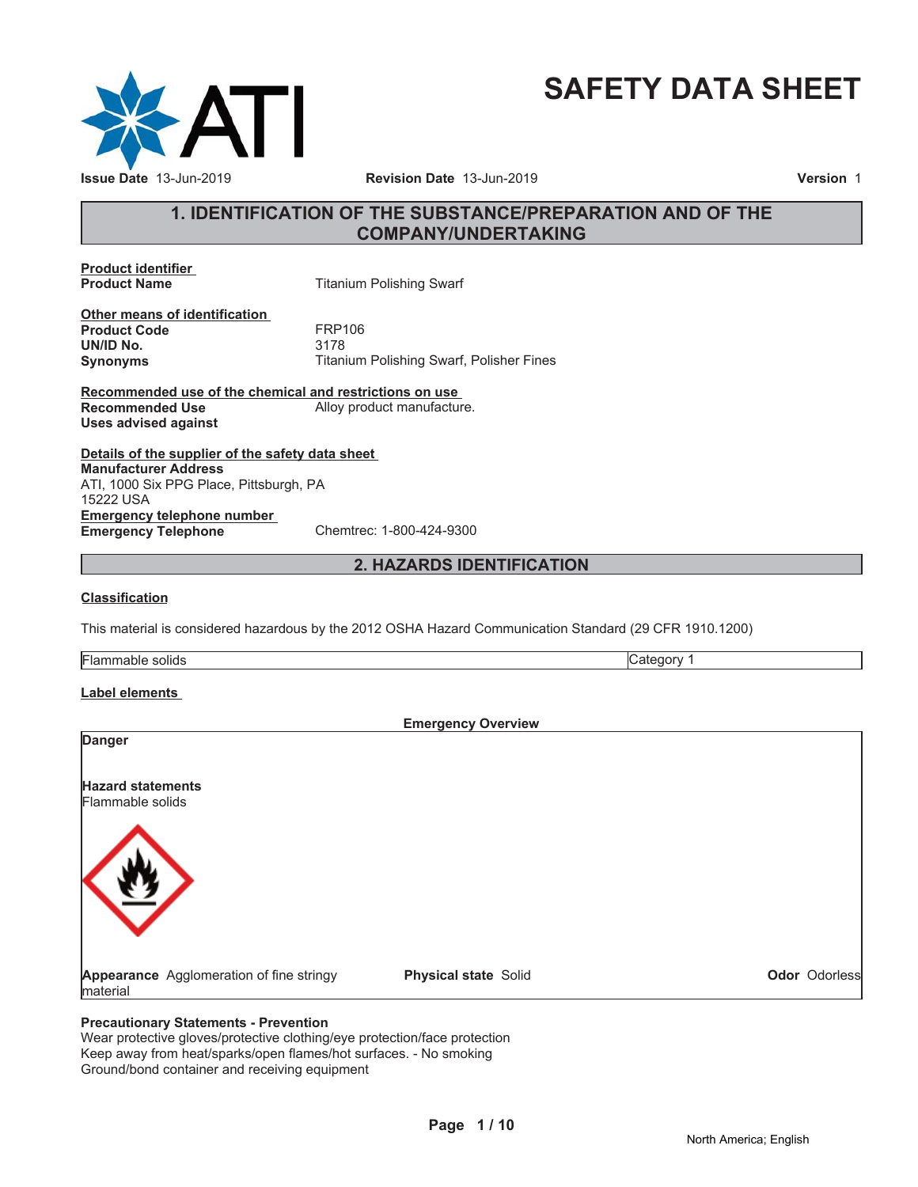# SAFETY DATA SHEET

**Issue Date** 13-Jun-2019 **Revision Date** 13-Jun-2019 **Version** 1

## 1. IDENTIFICATION OF THE SUBSTANCE/PREPARATION AND OF THE COMPANY/UNDERTAKING

**Product identifier**

**Product Name** Titanium Polishing Swarf

**Other means of identification**

**Product Code** FRP106

**UN/ID No.** 3178

**Synonyms** Titanium Polishing Swarf, Polisher Fines

**Recommended use of the chemical and restrictions on use**

**Recommended Use** Alloy product manufacture.

**Uses advised against**

**Details of the supplier of the safety data sheet**

**Manufacturer Address**
ATI, 1000 Six PPG Place, Pittsburgh, PA
15222 USA

**Emergency telephone number**

**Emergency Telephone** Chemtrec: 1-800-424-9300

## 2. HAZARDS IDENTIFICATION

**Classification**

This material is considered hazardous by the 2012 OSHA Hazard Communication Standard (29 CFR 1910.1200)

| Flammable solids | Category 1 |
|---|---|

**Label elements**

**Emergency Overview**

**Danger**

**Hazard statements**
Flammable solids

**Appearance** Agglomeration of fine stringy material **Physical state** Solid **Odor** Odorless

**Precautionary Statements - Prevention**
Wear protective gloves/protective clothing/eye protection/face protection
Keep away from heat/sparks/open flames/hot surfaces. - No smoking
Ground/bond container and receiving equipment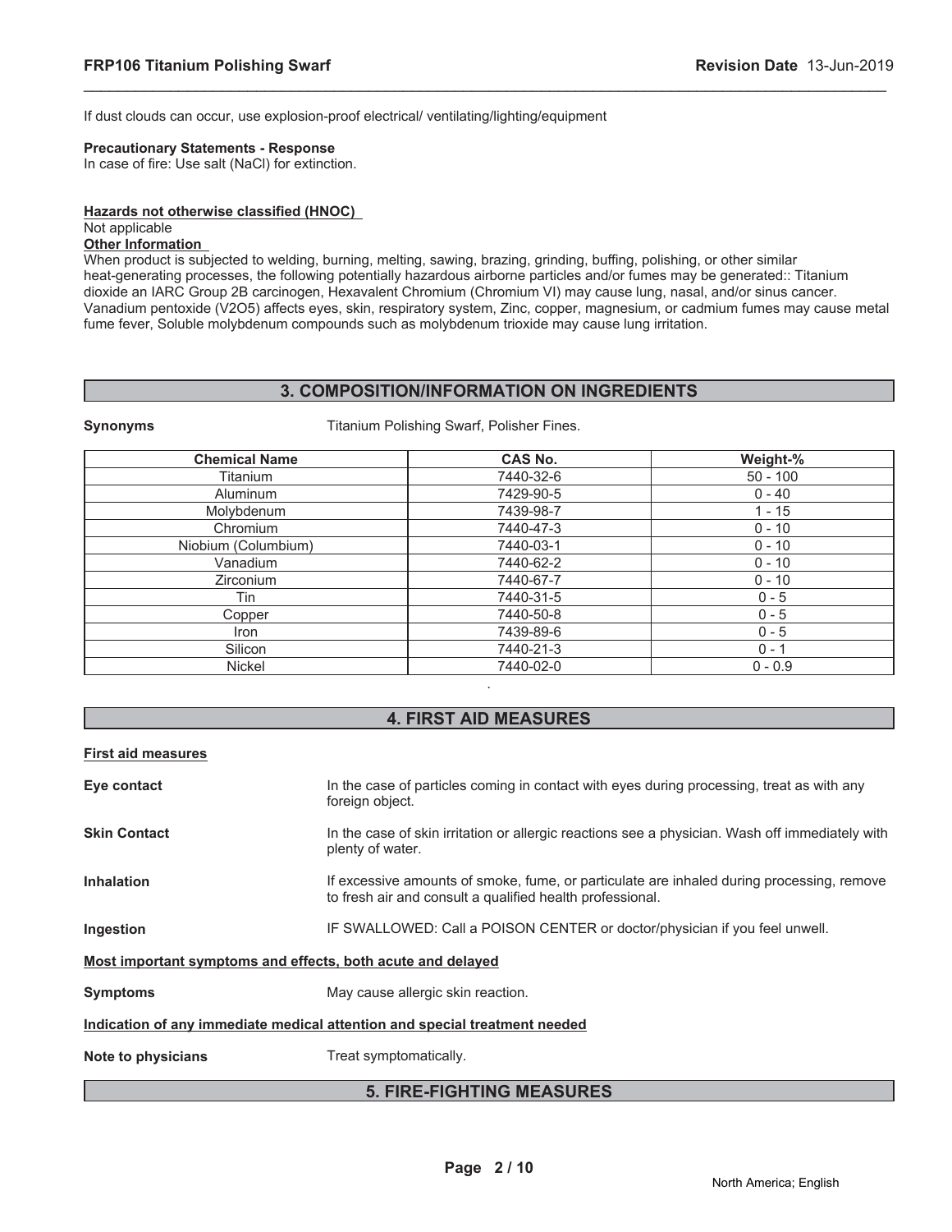If dust clouds can occur, use explosion-proof electrical/ ventilating/lighting/equipment

**Precautionary Statements - Response**
In case of fire: Use salt (NaCl) for extinction.

**Hazards not otherwise classified (HNOC)**
Not applicable

**Other Information**
When product is subjected to welding, burning, melting, sawing, brazing, grinding, buffing, polishing, or other similar heat-generating processes, the following potentially hazardous airborne particles and/or fumes may be generated:: Titanium dioxide an IARC Group 2B carcinogen, Hexavalent Chromium (Chromium VI) may cause lung, nasal, and/or sinus cancer. Vanadium pentoxide (V2O5) affects eyes, skin, respiratory system, Zinc, copper, magnesium, or cadmium fumes may cause metal fume fever, Soluble molybdenum compounds such as molybdenum trioxide may cause lung irritation.

## 3. COMPOSITION/INFORMATION ON INGREDIENTS

**Synonyms** Titanium Polishing Swarf, Polisher Fines.

| Chemical Name | CAS No. | Weight-% |
|---|---|---|
| Titanium | 7440-32-6 | 50 - 100 |
| Aluminum | 7429-90-5 | 0 - 40 |
| Molybdenum | 7439-98-7 | 1 - 15 |
| Chromium | 7440-47-3 | 0 - 10 |
| Niobium (Columbium) | 7440-03-1 | 0 - 10 |
| Vanadium | 7440-62-2 | 0 - 10 |
| Zirconium | 7440-67-7 | 0 - 10 |
| Tin | 7440-31-5 | 0 - 5 |
| Copper | 7440-50-8 | 0 - 5 |
| Iron | 7439-89-6 | 0 - 5 |
| Silicon | 7440-21-3 | 0 - 1 |
| Nickel | 7440-02-0 | 0 - 0.9 |

.

## 4. FIRST AID MEASURES

**First aid measures**

**Eye contact** In the case of particles coming in contact with eyes during processing, treat as with any foreign object.

**Skin Contact** In the case of skin irritation or allergic reactions see a physician. Wash off immediately with plenty of water.

**Inhalation** If excessive amounts of smoke, fume, or particulate are inhaled during processing, remove to fresh air and consult a qualified health professional.

**Ingestion** IF SWALLOWED: Call a POISON CENTER or doctor/physician if you feel unwell.

**Most important symptoms and effects, both acute and delayed**

**Symptoms** May cause allergic skin reaction.

**Indication of any immediate medical attention and special treatment needed**

**Note to physicians** Treat symptomatically.

## 5. FIRE-FIGHTING MEASURES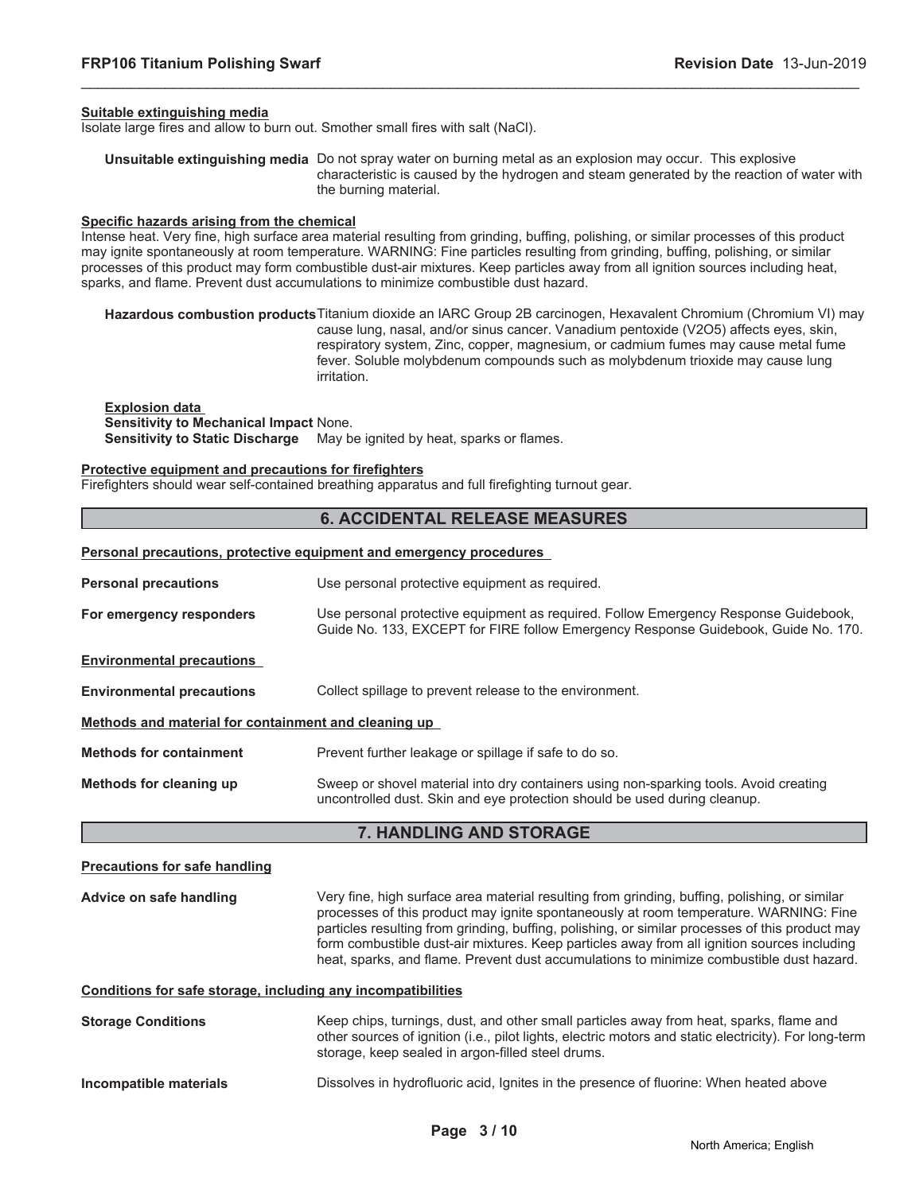**Suitable extinguishing media**

Isolate large fires and allow to burn out. Smother small fires with salt (NaCl).

**Unsuitable extinguishing media** Do not spray water on burning metal as an explosion may occur. This explosive characteristic is caused by the hydrogen and steam generated by the reaction of water with the burning material.

**Specific hazards arising from the chemical**

Intense heat. Very fine, high surface area material resulting from grinding, buffing, polishing, or similar processes of this product may ignite spontaneously at room temperature. WARNING: Fine particles resulting from grinding, buffing, polishing, or similar processes of this product may form combustible dust-air mixtures. Keep particles away from all ignition sources including heat, sparks, and flame. Prevent dust accumulations to minimize combustible dust hazard.

**Hazardous combustion products** Titanium dioxide an IARC Group 2B carcinogen, Hexavalent Chromium (Chromium VI) may cause lung, nasal, and/or sinus cancer. Vanadium pentoxide ($V_2O_5$) affects eyes, skin, respiratory system, Zinc, copper, magnesium, or cadmium fumes may cause metal fume fever. Soluble molybdenum compounds such as molybdenum trioxide may cause lung irritation.

**Explosion data**

**Sensitivity to Mechanical Impact** None.

**Sensitivity to Static Discharge** May be ignited by heat, sparks or flames.

**Protective equipment and precautions for firefighters**

Firefighters should wear self-contained breathing apparatus and full firefighting turnout gear.

## 6. ACCIDENTAL RELEASE MEASURES

**Personal precautions, protective equipment and emergency procedures**

**Personal precautions** Use personal protective equipment as required.

**For emergency responders** Use personal protective equipment as required. Follow Emergency Response Guidebook, Guide No. 133, EXCEPT for FIRE follow Emergency Response Guidebook, Guide No. 170.

**Environmental precautions**

**Environmental precautions** Collect spillage to prevent release to the environment.

**Methods and material for containment and cleaning up**

**Methods for containment** Prevent further leakage or spillage if safe to do so.

**Methods for cleaning up** Sweep or shovel material into dry containers using non-sparking tools. Avoid creating uncontrolled dust. Skin and eye protection should be used during cleanup.

## 7. HANDLING AND STORAGE

**Precautions for safe handling**

**Advice on safe handling** Very fine, high surface area material resulting from grinding, buffing, polishing, or similar processes of this product may ignite spontaneously at room temperature. WARNING: Fine particles resulting from grinding, buffing, polishing, or similar processes of this product may form combustible dust-air mixtures. Keep particles away from all ignition sources including heat, sparks, and flame. Prevent dust accumulations to minimize combustible dust hazard.

**Conditions for safe storage, including any incompatibilities**

**Storage Conditions** Keep chips, turnings, dust, and other small particles away from heat, sparks, flame and other sources of ignition (i.e., pilot lights, electric motors and static electricity). For long-term storage, keep sealed in argon-filled steel drums.

**Incompatible materials** Dissolves in hydrofluoric acid, Ignites in the presence of fluorine: When heated above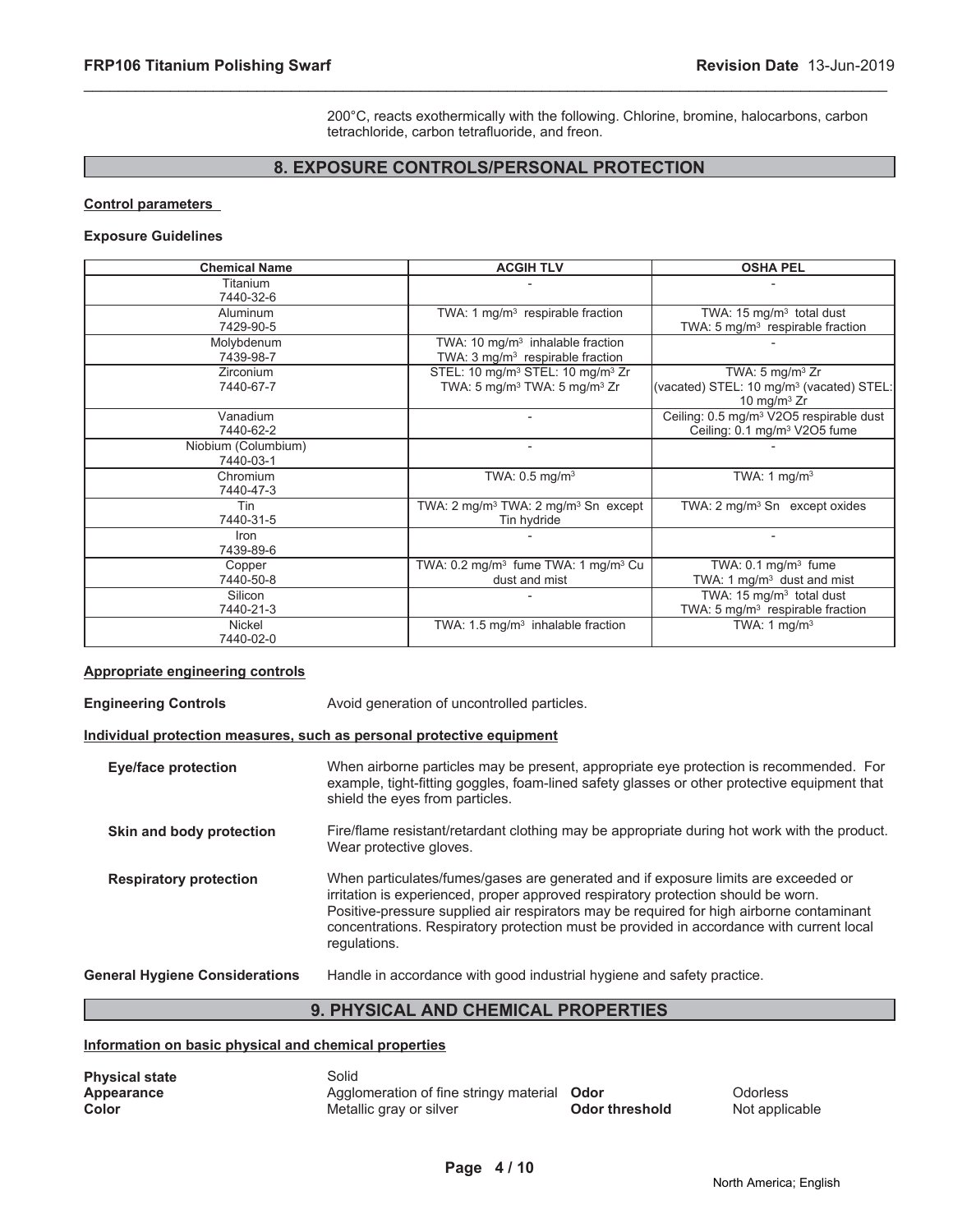200°C, reacts exothermically with the following. Chlorine, bromine, halocarbons, carbon tetrachloride, carbon tetrafluoride, and freon.

## 8. EXPOSURE CONTROLS/PERSONAL PROTECTION

**Control parameters**

**Exposure Guidelines**

| Chemical Name | ACGIH TLV | OSHA PEL |
|---|---|---|
| Titanium 7440-32-6 | - | - |
| Aluminum 7429-90-5 | TWA: 1 mg/m³ respirable fraction | TWA: 15 mg/m³ total dust TWA: 5 mg/m³ respirable fraction |
| Molybdenum 7439-98-7 | TWA: 10 mg/m³ inhalable fraction TWA: 3 mg/m³ respirable fraction | - |
| Zirconium 7440-67-7 | STEL: 10 mg/m³ STEL: 10 mg/m³ Zr TWA: 5 mg/m³ TWA: 5 mg/m³ Zr | TWA: 5 mg/m³ Zr (vacated) STEL: 10 mg/m³ (vacated) STEL: 10 mg/m³ Zr |
| Vanadium 7440-62-2 | - | Ceiling: 0.5 mg/m³ V2O5 respirable dust Ceiling: 0.1 mg/m³ V2O5 fume |
| Niobium (Columbium) 7440-03-1 | - | - |
| Chromium 7440-47-3 | TWA: 0.5 mg/m³ | TWA: 1 mg/m³ |
| Tin 7440-31-5 | TWA: 2 mg/m³ TWA: 2 mg/m³ Sn except Tin hydride | TWA: 2 mg/m³ Sn except oxides |
| Iron 7439-89-6 | - | - |
| Copper 7440-50-8 | TWA: 0.2 mg/m³ fume TWA: 1 mg/m³ Cu dust and mist | TWA: 0.1 mg/m³ fume TWA: 1 mg/m³ dust and mist |
| Silicon 7440-21-3 | - | TWA: 15 mg/m³ total dust TWA: 5 mg/m³ respirable fraction |
| Nickel 7440-02-0 | TWA: 1.5 mg/m³ inhalable fraction | TWA: 1 mg/m³ |

**Appropriate engineering controls**

**Engineering Controls** Avoid generation of uncontrolled particles.

**Individual protection measures, such as personal protective equipment**

**Eye/face protection** When airborne particles may be present, appropriate eye protection is recommended. For example, tight-fitting goggles, foam-lined safety glasses or other protective equipment that shield the eyes from particles.

**Skin and body protection** Fire/flame resistant/retardant clothing may be appropriate during hot work with the product. Wear protective gloves.

**Respiratory protection** When particulates/fumes/gases are generated and if exposure limits are exceeded or irritation is experienced, proper approved respiratory protection should be worn. Positive-pressure supplied air respirators may be required for high airborne contaminant concentrations. Respiratory protection must be provided in accordance with current local regulations.

**General Hygiene Considerations** Handle in accordance with good industrial hygiene and safety practice.

## 9. PHYSICAL AND CHEMICAL PROPERTIES

**Information on basic physical and chemical properties**

**Physical state** Solid
**Appearance** Agglomeration of fine stringy material **Odor** Odorless
**Color** Metallic gray or silver **Odor threshold** Not applicable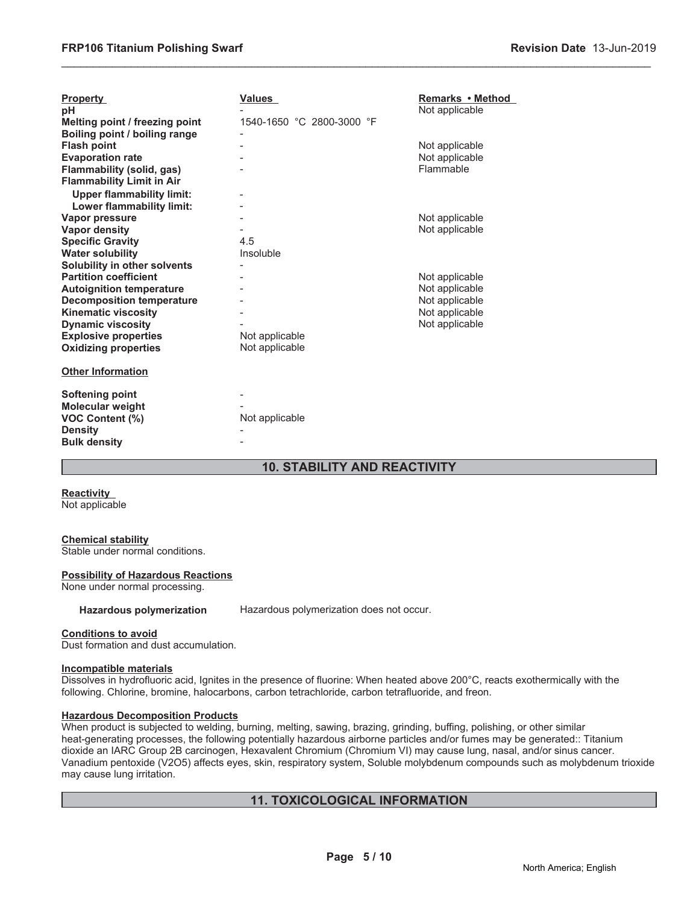| Property | Values | Remarks • Method |
|---|---|---|
| pH | - | Not applicable |
| Melting point / freezing point | 1540-1650 °C 2800-3000 °F | |
| Boiling point / boiling range | - | |
| Flash point | - | Not applicable |
| Evaporation rate | - | Not applicable |
| Flammability (solid, gas) | - | Flammable |
| Flammability Limit in Air | | |
| Upper flammability limit: | - | |
| Lower flammability limit: | - | |
| Vapor pressure | - | Not applicable |
| Vapor density | - | Not applicable |
| Specific Gravity | 4.5 | |
| Water solubility | Insoluble | |
| Solubility in other solvents | - | |
| Partition coefficient | - | Not applicable |
| Autoignition temperature | - | Not applicable |
| Decomposition temperature | - | Not applicable |
| Kinematic viscosity | - | Not applicable |
| Dynamic viscosity | - | Not applicable |
| Explosive properties | Not applicable | |
| Oxidizing properties | Not applicable | |

**Other Information**

| | |
|---|---|
| Softening point | - |
| Molecular weight | - |
| VOC Content (%) | Not applicable |
| Density | - |
| Bulk density | - |

## 10. STABILITY AND REACTIVITY

**Reactivity**
Not applicable

**Chemical stability**
Stable under normal conditions.

**Possibility of Hazardous Reactions**
None under normal processing.

**Hazardous polymerization** Hazardous polymerization does not occur.

**Conditions to avoid**
Dust formation and dust accumulation.

**Incompatible materials**
Dissolves in hydrofluoric acid, Ignites in the presence of fluorine: When heated above 200°C, reacts exothermically with the following. Chlorine, bromine, halocarbons, carbon tetrachloride, carbon tetrafluoride, and freon.

**Hazardous Decomposition Products**
When product is subjected to welding, burning, melting, sawing, brazing, grinding, buffing, polishing, or other similar heat-generating processes, the following potentially hazardous airborne particles and/or fumes may be generated:: Titanium dioxide an IARC Group 2B carcinogen, Hexavalent Chromium (Chromium VI) may cause lung, nasal, and/or sinus cancer. Vanadium pentoxide ($V_2O_5$) affects eyes, skin, respiratory system, Soluble molybdenum compounds such as molybdenum trioxide may cause lung irritation.

## 11. TOXICOLOGICAL INFORMATION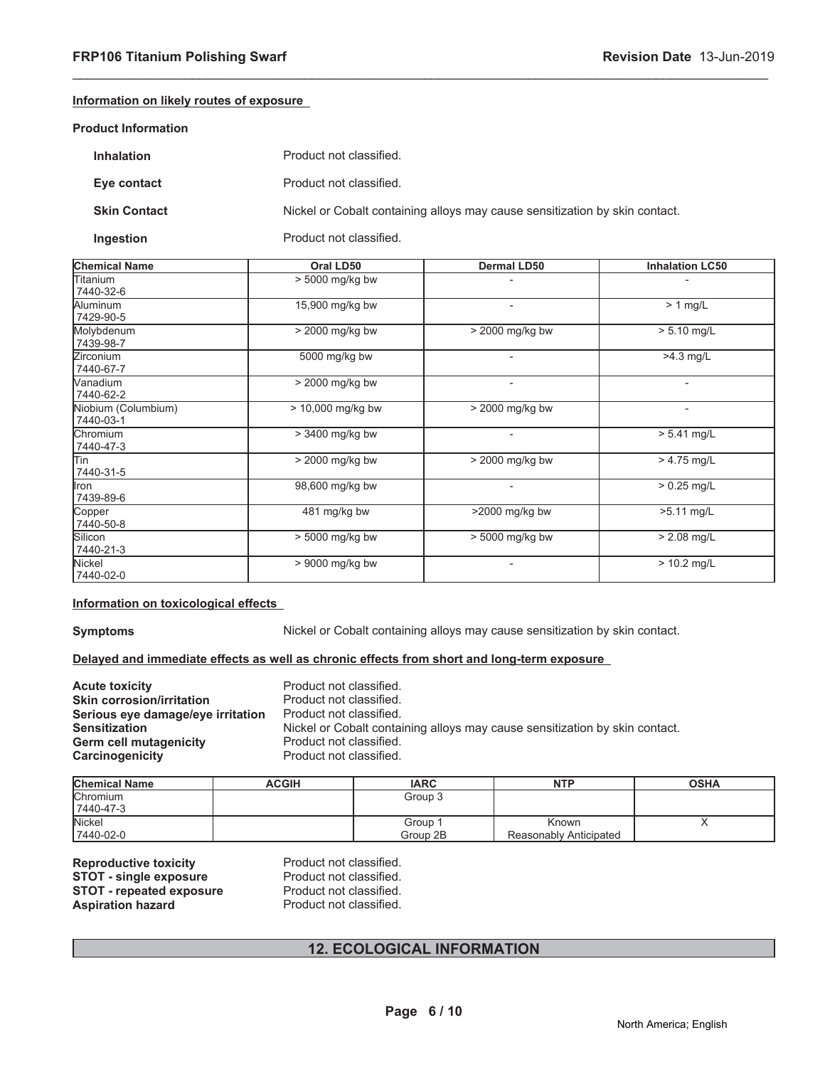**Information on likely routes of exposure**

**Product Information**

**Inhalation** Product not classified.

**Eye contact** Product not classified.

**Skin Contact** Nickel or Cobalt containing alloys may cause sensitization by skin contact.

**Ingestion** Product not classified.

| Chemical Name | Oral LD50 | Dermal LD50 | Inhalation LC50 |
|---|---|---|---|
| Titanium<br>7440-32-6 | > 5000 mg/kg bw | - | - |
| Aluminum<br>7429-90-5 | 15,900 mg/kg bw | - | > 1 mg/L |
| Molybdenum<br>7439-98-7 | > 2000 mg/kg bw | > 2000 mg/kg bw | > 5.10 mg/L |
| Zirconium<br>7440-67-7 | 5000 mg/kg bw | - | >4.3 mg/L |
| Vanadium<br>7440-62-2 | > 2000 mg/kg bw | - | - |
| Niobium (Columbium)<br>7440-03-1 | > 10,000 mg/kg bw | > 2000 mg/kg bw | - |
| Chromium<br>7440-47-3 | > 3400 mg/kg bw | - | > 5.41 mg/L |
| Tin<br>7440-31-5 | > 2000 mg/kg bw | > 2000 mg/kg bw | > 4.75 mg/L |
| Iron<br>7439-89-6 | 98,600 mg/kg bw | - | > 0.25 mg/L |
| Copper<br>7440-50-8 | 481 mg/kg bw | >2000 mg/kg bw | >5.11 mg/L |
| Silicon<br>7440-21-3 | > 5000 mg/kg bw | > 5000 mg/kg bw | > 2.08 mg/L |
| Nickel<br>7440-02-0 | > 9000 mg/kg bw | - | > 10.2 mg/L |

**Information on toxicological effects**

**Symptoms** Nickel or Cobalt containing alloys may cause sensitization by skin contact.

**Delayed and immediate effects as well as chronic effects from short and long-term exposure**

**Acute toxicity** Product not classified.
**Skin corrosion/irritation** Product not classified.
**Serious eye damage/eye irritation** Product not classified.
**Sensitization** Nickel or Cobalt containing alloys may cause sensitization by skin contact.
**Germ cell mutagenicity** Product not classified.
**Carcinogenicity** Product not classified.

| Chemical Name | ACGIH | IARC | NTP | OSHA |
|---|---|---|---|---|
| Chromium<br>7440-47-3 | | Group 3 | | |
| Nickel<br>7440-02-0 | | Group 1<br>Group 2B | Known<br>Reasonably Anticipated | X |

**Reproductive toxicity** Product not classified.
**STOT - single exposure** Product not classified.
**STOT - repeated exposure** Product not classified.
**Aspiration hazard** Product not classified.

## 12. ECOLOGICAL INFORMATION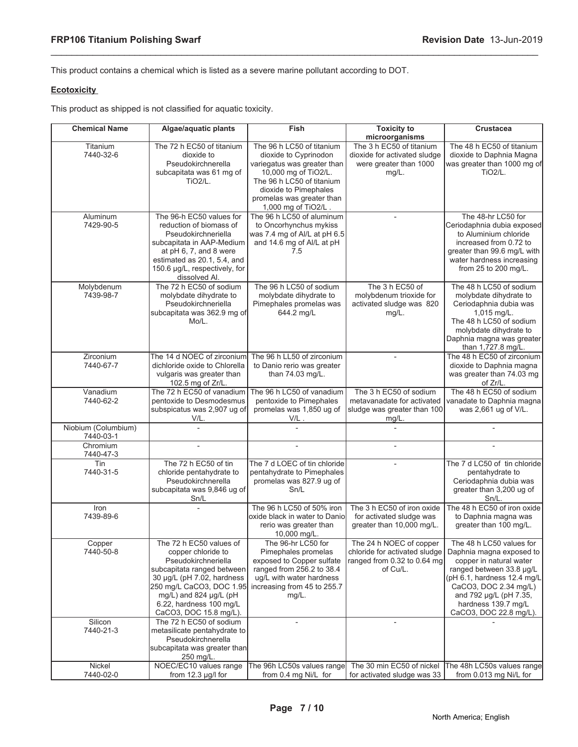This product contains a chemical which is listed as a severe marine pollutant according to DOT.

**Ecotoxicity**

This product as shipped is not classified for aquatic toxicity.

| Chemical Name | Algae/aquatic plants | Fish | Toxicity to microorganisms | Crustacea |
|---|---|---|---|---|
| Titanium 7440-32-6 | The 72 h EC50 of titanium dioxide to Pseudokirchnerella subcapitata was 61 mg of TiO2/L. | The 96 h LC50 of titanium dioxide to Cyprinodon variegatus was greater than 10,000 mg of TiO2/L. The 96 h LC50 of titanium dioxide to Pimephales promelas was greater than 1,000 mg of TiO2/L . | The 3 h EC50 of titanium dioxide for activated sludge were greater than 1000 mg/L. | The 48 h EC50 of titanium dioxide to Daphnia Magna was greater than 1000 mg of TiO2/L. |
| Aluminum 7429-90-5 | The 96-h EC50 values for reduction of biomass of Pseudokirchneriella subcapitata in AAP-Medium at pH 6, 7, and 8 were estimated as 20.1, 5.4, and 150.6 µg/L, respectively, for dissolved Al. | The 96 h LC50 of aluminum to Oncorhynchus mykiss was 7.4 mg of Al/L at pH 6.5 and 14.6 mg of Al/L at pH 7.5 | - | The 48-hr LC50 for Ceriodaphnia dubia exposed to Aluminium chloride increased from 0.72 to greater than 99.6 mg/L with water hardness increasing from 25 to 200 mg/L. |
| Molybdenum 7439-98-7 | The 72 h EC50 of sodium molybdate dihydrate to Pseudokirchneriella subcapitata was 362.9 mg of Mo/L. | The 96 h LC50 of sodium molybdate dihydrate to Pimephales promelas was 644.2 mg/L | The 3 h EC50 of molybdenum trioxide for activated sludge was 820 mg/L. | The 48 h LC50 of sodium molybdate dihydrate to Ceriodaphnia dubia was 1,015 mg/L. The 48 h LC50 of sodium molybdate dihydrate to Daphnia magna was greater than 1,727.8 mg/L. |
| Zirconium 7440-67-7 | The 14 d NOEC of zirconium dichloride oxide to Chlorella vulgaris was greater than 102.5 mg of Zr/L. | The 96 h LL50 of zirconium to Danio rerio was greater than 74.03 mg/L. | - | The 48 h EC50 of zirconium dioxide to Daphnia magna was greater than 74.03 mg of Zr/L. |
| Vanadium 7440-62-2 | The 72 h EC50 of vanadium pentoxide to Desmodesmus subspicatus was 2,907 ug of V/L. | The 96 h LC50 of vanadium pentoxide to Pimephales promelas was 1,850 ug of V/L . | The 3 h EC50 of sodium metavanadate for activated sludge was greater than 100 mg/L. | The 48 h EC50 of sodium vanadate to Daphnia magna was 2,661 ug of V/L. |
| Niobium (Columbium) 7440-03-1 | - | - | - | - |
| Chromium 7440-47-3 | - | - | - | - |
| Tin 7440-31-5 | The 72 h EC50 of tin chloride pentahydrate to Pseudokirchnerella subcapitata was 9,846 ug of Sn/L | The 7 d LOEC of tin chloride pentahydrate to Pimephales promelas was 827.9 ug of Sn/L | - | The 7 d LC50 of tin chloride pentahydrate to Ceriodaphnia dubia was greater than 3,200 ug of Sn/L. |
| Iron 7439-89-6 | - | The 96 h LC50 of 50% iron oxide black in water to Danio rerio was greater than 10,000 mg/L. | The 3 h EC50 of iron oxide for activated sludge was greater than 10,000 mg/L. | The 48 h EC50 of iron oxide to Daphnia magna was greater than 100 mg/L. |
| Copper 7440-50-8 | The 72 h EC50 values of copper chloride to Pseudokirchneriella subcapitata ranged between 30 µg/L (pH 7.02, hardness 250 mg/L CaCO3, DOC 1.95 mg/L) and 824 µg/L (pH 6.22, hardness 100 mg/L CaCO3, DOC 15.8 mg/L). | The 96-hr LC50 for Pimephales promelas exposed to Copper sulfate ranged from 256.2 to 38.4 ug/L with water hardness increasing from 45 to 255.7 mg/L. | The 24 h NOEC of copper chloride for activated sludge ranged from 0.32 to 0.64 mg of Cu/L. | The 48 h LC50 values for Daphnia magna exposed to copper in natural water ranged between 33.8 µg/L (pH 6.1, hardness 12.4 mg/L CaCO3, DOC 2.34 mg/L) and 792 µg/L (pH 7.35, hardness 139.7 mg/L CaCO3, DOC 22.8 mg/L). |
| Silicon 7440-21-3 | The 72 h EC50 of sodium metasilicate pentahydrate to Pseudokirchnerella subcapitata was greater than 250 mg/L. | - | - | - |
| Nickel 7440-02-0 | NOEC/EC10 values range from 12.3 µg/l for | The 96h LC50s values range from 0.4 mg Ni/L for | The 30 min EC50 of nickel for activated sludge was 33 | The 48h LC50s values range from 0.013 mg Ni/L for |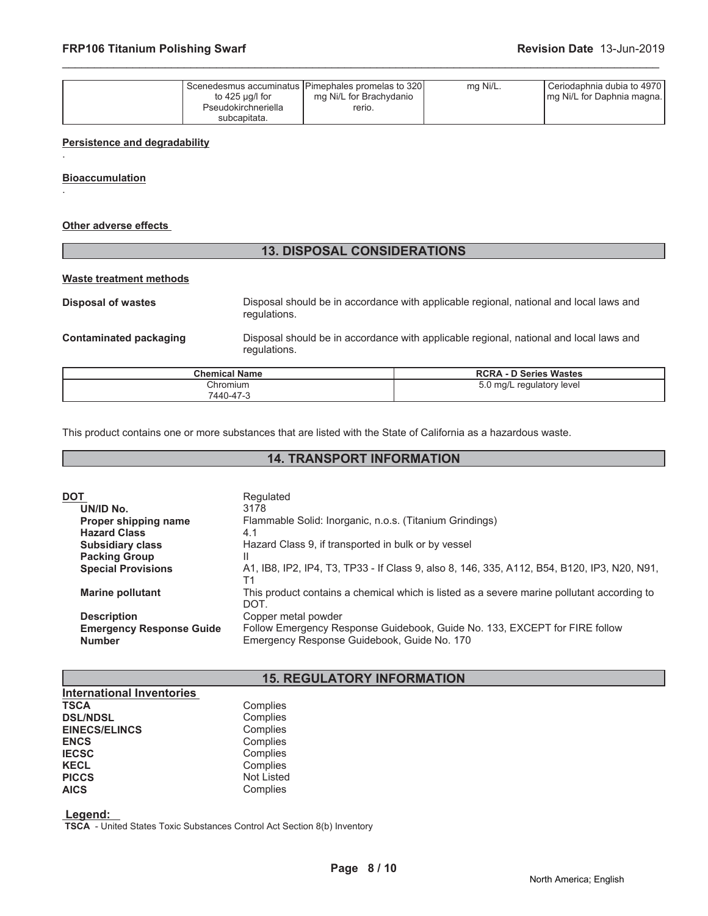|  | Scenedesmus accuminatus to 425 µg/l for Pseudokirchneriella subcapitata. | Pimephales promelas to 320 mg Ni/L for Brachydanio rerio. | mg Ni/L. | Ceriodaphnia dubia to 4970 mg Ni/L for Daphnia magna. |
|---|---|---|---|---|

**Persistence and degradability**

.

**Bioaccumulation**

.

**Other adverse effects**

## 13. DISPOSAL CONSIDERATIONS

**Waste treatment methods**

**Disposal of wastes** Disposal should be in accordance with applicable regional, national and local laws and regulations.

**Contaminated packaging** Disposal should be in accordance with applicable regional, national and local laws and regulations.

| Chemical Name | RCRA - D Series Wastes |
|---|---|
| Chromium 7440-47-3 | 5.0 mg/L regulatory level |

This product contains one or more substances that are listed with the State of California as a hazardous waste.

## 14. TRANSPORT INFORMATION

**DOT** Regulated

- **UN/ID No.** 3178
- **Proper shipping name** Flammable Solid: Inorganic, n.o.s. (Titanium Grindings)
- **Hazard Class** 4.1
- **Subsidiary class** Hazard Class 9, if transported in bulk or by vessel
- **Packing Group** II
- **Special Provisions** A1, IB8, IP2, IP4, T3, TP33 - If Class 9, also 8, 146, 335, A112, B54, B120, IP3, N20, N91, T1
- **Marine pollutant** This product contains a chemical which is listed as a severe marine pollutant according to DOT.
- **Description** Copper metal powder
- **Emergency Response Guide Number** Follow Emergency Response Guidebook, Guide No. 133, EXCEPT for FIRE follow Emergency Response Guidebook, Guide No. 170

## 15. REGULATORY INFORMATION

**International Inventories**

| | |
|---|---|
| **TSCA** | Complies |
| **DSL/NDSL** | Complies |
| **EINECS/ELINCS** | Complies |
| **ENCS** | Complies |
| **IECSC** | Complies |
| **KECL** | Complies |
| **PICCS** | Not Listed |
| **AICS** | Complies |

**Legend:**

**TSCA** - United States Toxic Substances Control Act Section 8(b) Inventory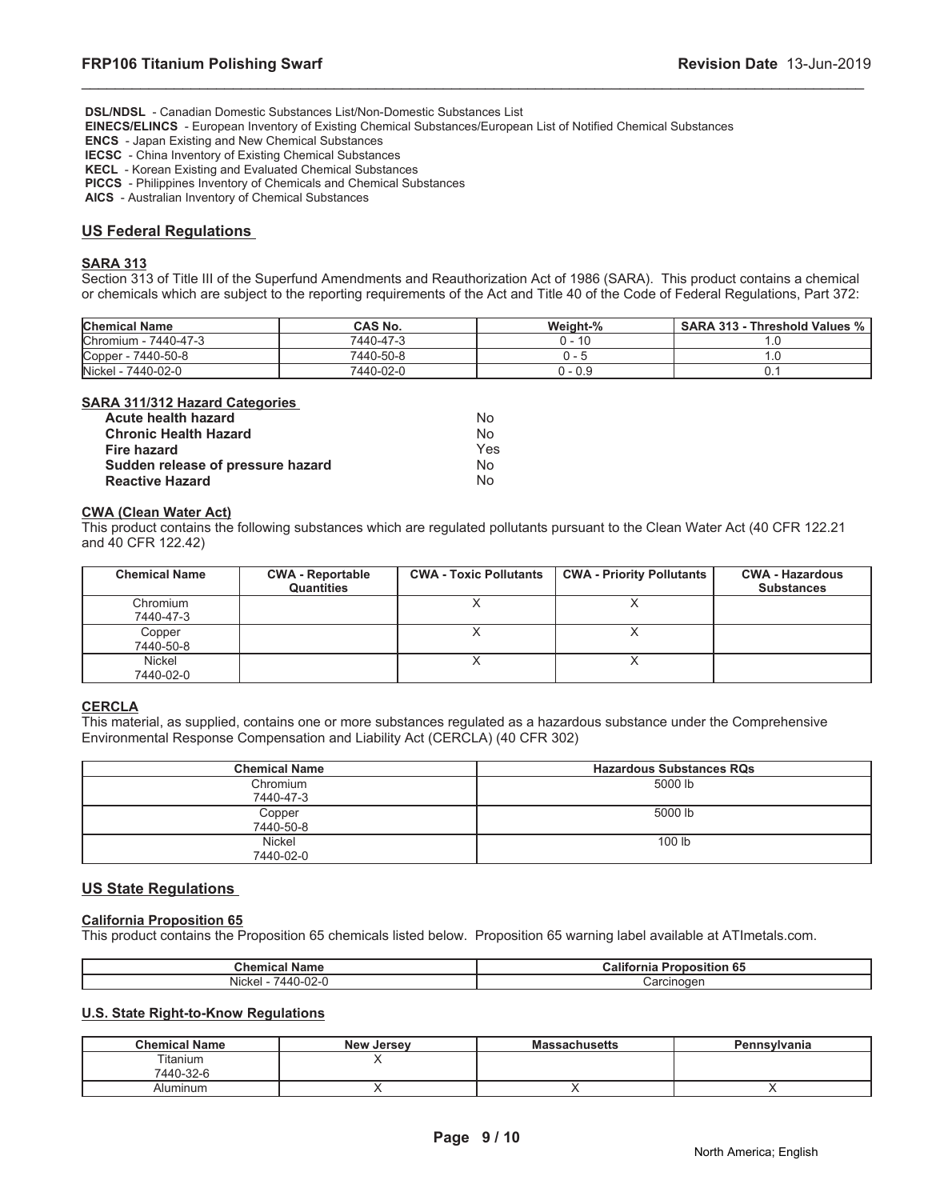**DSL/NDSL** - Canadian Domestic Substances List/Non-Domestic Substances List
**EINECS/ELINCS** - European Inventory of Existing Chemical Substances/European List of Notified Chemical Substances
**ENCS** - Japan Existing and New Chemical Substances
**IECSC** - China Inventory of Existing Chemical Substances
**KECL** - Korean Existing and Evaluated Chemical Substances
**PICCS** - Philippines Inventory of Chemicals and Chemical Substances
**AICS** - Australian Inventory of Chemical Substances

## US Federal Regulations

### SARA 313

Section 313 of Title III of the Superfund Amendments and Reauthorization Act of 1986 (SARA). This product contains a chemical or chemicals which are subject to the reporting requirements of the Act and Title 40 of the Code of Federal Regulations, Part 372:

| Chemical Name | CAS No. | Weight-% | SARA 313 - Threshold Values % |
|---|---|---|---|
| Chromium - 7440-47-3 | 7440-47-3 | 0 - 10 | 1.0 |
| Copper - 7440-50-8 | 7440-50-8 | 0 - 5 | 1.0 |
| Nickel - 7440-02-0 | 7440-02-0 | 0 - 0.9 | 0.1 |

### SARA 311/312 Hazard Categories

| | |
|---|---|
| **Acute health hazard** | No |
| **Chronic Health Hazard** | No |
| **Fire hazard** | Yes |
| **Sudden release of pressure hazard** | No |
| **Reactive Hazard** | No |

### CWA (Clean Water Act)

This product contains the following substances which are regulated pollutants pursuant to the Clean Water Act (40 CFR 122.21 and 40 CFR 122.42)

| Chemical Name | CWA - Reportable Quantities | CWA - Toxic Pollutants | CWA - Priority Pollutants | CWA - Hazardous Substances |
|---|---|---|---|---|
| Chromium 7440-47-3 | | X | X | |
| Copper 7440-50-8 | | X | X | |
| Nickel 7440-02-0 | | X | X | |

### CERCLA

This material, as supplied, contains one or more substances regulated as a hazardous substance under the Comprehensive Environmental Response Compensation and Liability Act (CERCLA) (40 CFR 302)

| Chemical Name | Hazardous Substances RQs |
|---|---|
| Chromium 7440-47-3 | 5000 lb |
| Copper 7440-50-8 | 5000 lb |
| Nickel 7440-02-0 | 100 lb |

## US State Regulations

### California Proposition 65

This product contains the Proposition 65 chemicals listed below. Proposition 65 warning label available at ATImetals.com.

| Chemical Name | California Proposition 65 |
|---|---|
| Nickel - 7440-02-0 | Carcinogen |

### U.S. State Right-to-Know Regulations

| Chemical Name | New Jersey | Massachusetts | Pennsylvania |
|---|---|---|---|
| Titanium 7440-32-6 | X | | |
| Aluminum | X | X | X |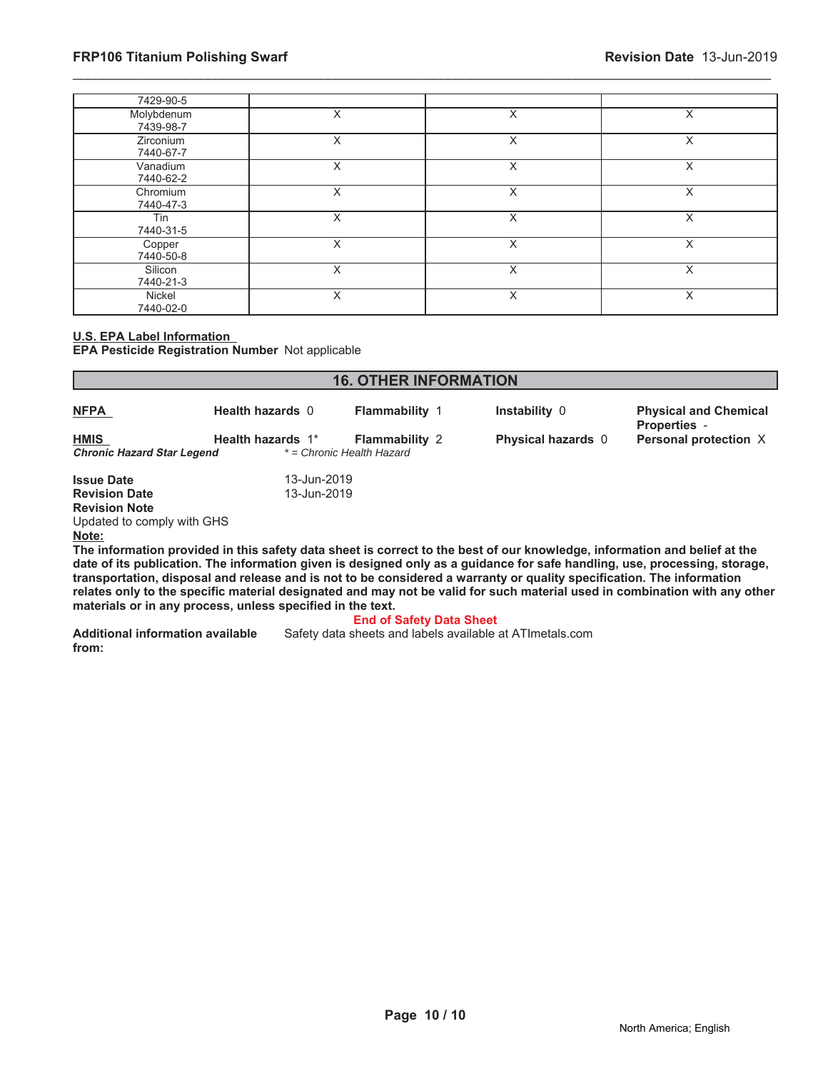| | | | |
|---|---|---|---|
| 7429-90-5 | | | |
| Molybdenum 7439-98-7 | X | X | X |
| Zirconium 7440-67-7 | X | X | X |
| Vanadium 7440-62-2 | X | X | X |
| Chromium 7440-47-3 | X | X | X |
| Tin 7440-31-5 | X | X | X |
| Copper 7440-50-8 | X | X | X |
| Silicon 7440-21-3 | X | X | X |
| Nickel 7440-02-0 | X | X | X |

**U.S. EPA Label Information**

**EPA Pesticide Registration Number** Not applicable

## 16. OTHER INFORMATION

**NFPA** — **Health hazards** 0 — **Flammability** 1 — **Instability** 0 — **Physical and Chemical Properties** -

**HMIS** — **Health hazards** 1* — **Flammability** 2 — **Physical hazards** 0 — **Personal protection** X

***Chronic Hazard Star Legend*** *\* = Chronic Health Hazard*

**Issue Date** 13-Jun-2019

**Revision Date** 13-Jun-2019

**Revision Note**

Updated to comply with GHS

**Note:**

**The information provided in this safety data sheet is correct to the best of our knowledge, information and belief at the date of its publication. The information given is designed only as a guidance for safe handling, use, processing, storage, transportation, disposal and release and is not to be considered a warranty or quality specification. The information relates only to the specific material designated and may not be valid for such material used in combination with any other materials or in any process, unless specified in the text.**

**End of Safety Data Sheet**

**Additional information available from:** Safety data sheets and labels available at ATImetals.com

North America; English